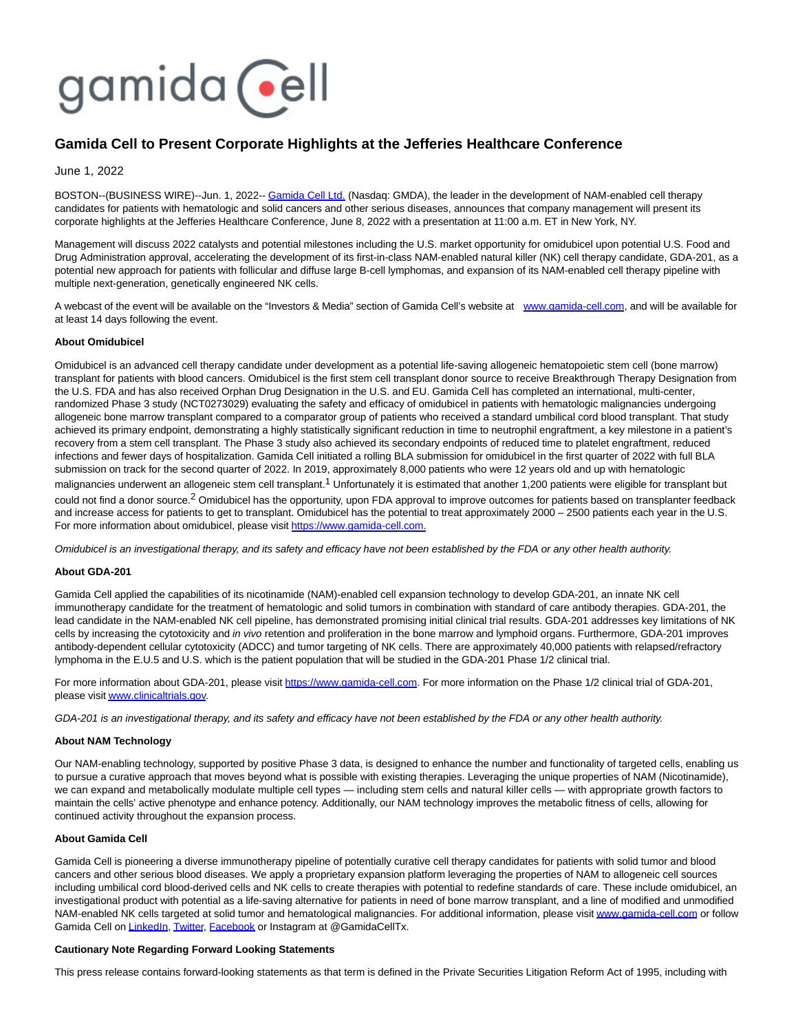gamida cell

# Gamida Cell to Present Corporate Highlights at the Jefferies Healthcare Conference

June 1, 2022

BOSTON--(BUSINESS WIRE)--Jun. 1, 2022-- Gamida Cell Ltd. (Nasdaq: GMDA), the leader in the development of NAM-enabled cell therapy candidates for patients with hematologic and solid cancers and other serious diseases, announces that company management will present its corporate highlights at the Jefferies Healthcare Conference, June 8, 2022 with a presentation at 11:00 a.m. ET in New York, NY.

Management will discuss 2022 catalysts and potential milestones including the U.S. market opportunity for omidubicel upon potential U.S. Food and Drug Administration approval, accelerating the development of its first-in-class NAM-enabled natural killer (NK) cell therapy candidate, GDA-201, as a potential new approach for patients with follicular and diffuse large B-cell lymphomas, and expansion of its NAM-enabled cell therapy pipeline with multiple next-generation, genetically engineered NK cells.

A webcast of the event will be available on the "Investors & Media" section of Gamida Cell's website at www.gamida-cell.com, and will be available for at least 14 days following the event.

**About Omidubicel**

Omidubicel is an advanced cell therapy candidate under development as a potential life-saving allogeneic hematopoietic stem cell (bone marrow) transplant for patients with blood cancers. Omidubicel is the first stem cell transplant donor source to receive Breakthrough Therapy Designation from the U.S. FDA and has also received Orphan Drug Designation in the U.S. and EU. Gamida Cell has completed an international, multi-center, randomized Phase 3 study (NCT0273029) evaluating the safety and efficacy of omidubicel in patients with hematologic malignancies undergoing allogeneic bone marrow transplant compared to a comparator group of patients who received a standard umbilical cord blood transplant. That study achieved its primary endpoint, demonstrating a highly statistically significant reduction in time to neutrophil engraftment, a key milestone in a patient's recovery from a stem cell transplant. The Phase 3 study also achieved its secondary endpoints of reduced time to platelet engraftment, reduced infections and fewer days of hospitalization. Gamida Cell initiated a rolling BLA submission for omidubicel in the first quarter of 2022 with full BLA submission on track for the second quarter of 2022. In 2019, approximately 8,000 patients who were 12 years old and up with hematologic malignancies underwent an allogeneic stem cell transplant.[1] Unfortunately it is estimated that another 1,200 patients were eligible for transplant but could not find a donor source.[2] Omidubicel has the opportunity, upon FDA approval to improve outcomes for patients based on transplanter feedback and increase access for patients to get to transplant. Omidubicel has the potential to treat approximately 2000 – 2500 patients each year in the U.S. For more information about omidubicel, please visit https://www.gamida-cell.com.

*Omidubicel is an investigational therapy, and its safety and efficacy have not been established by the FDA or any other health authority.*

**About GDA-201**

Gamida Cell applied the capabilities of its nicotinamide (NAM)-enabled cell expansion technology to develop GDA-201, an innate NK cell immunotherapy candidate for the treatment of hematologic and solid tumors in combination with standard of care antibody therapies. GDA-201, the lead candidate in the NAM-enabled NK cell pipeline, has demonstrated promising initial clinical trial results. GDA-201 addresses key limitations of NK cells by increasing the cytotoxicity and *in vivo* retention and proliferation in the bone marrow and lymphoid organs. Furthermore, GDA-201 improves antibody-dependent cellular cytotoxicity (ADCC) and tumor targeting of NK cells. There are approximately 40,000 patients with relapsed/refractory lymphoma in the E.U.5 and U.S. which is the patient population that will be studied in the GDA-201 Phase 1/2 clinical trial.

For more information about GDA-201, please visit https://www.gamida-cell.com. For more information on the Phase 1/2 clinical trial of GDA-201, please visit www.clinicaltrials.gov.

*GDA-201 is an investigational therapy, and its safety and efficacy have not been established by the FDA or any other health authority.*

**About NAM Technology**

Our NAM-enabling technology, supported by positive Phase 3 data, is designed to enhance the number and functionality of targeted cells, enabling us to pursue a curative approach that moves beyond what is possible with existing therapies. Leveraging the unique properties of NAM (Nicotinamide), we can expand and metabolically modulate multiple cell types — including stem cells and natural killer cells — with appropriate growth factors to maintain the cells' active phenotype and enhance potency. Additionally, our NAM technology improves the metabolic fitness of cells, allowing for continued activity throughout the expansion process.

**About Gamida Cell**

Gamida Cell is pioneering a diverse immunotherapy pipeline of potentially curative cell therapy candidates for patients with solid tumor and blood cancers and other serious blood diseases. We apply a proprietary expansion platform leveraging the properties of NAM to allogeneic cell sources including umbilical cord blood-derived cells and NK cells to create therapies with potential to redefine standards of care. These include omidubicel, an investigational product with potential as a life-saving alternative for patients in need of bone marrow transplant, and a line of modified and unmodified NAM-enabled NK cells targeted at solid tumor and hematological malignancies. For additional information, please visit www.gamida-cell.com or follow Gamida Cell on LinkedIn, Twitter, Facebook or Instagram at @GamidaCellTx.

**Cautionary Note Regarding Forward Looking Statements**

This press release contains forward-looking statements as that term is defined in the Private Securities Litigation Reform Act of 1995, including with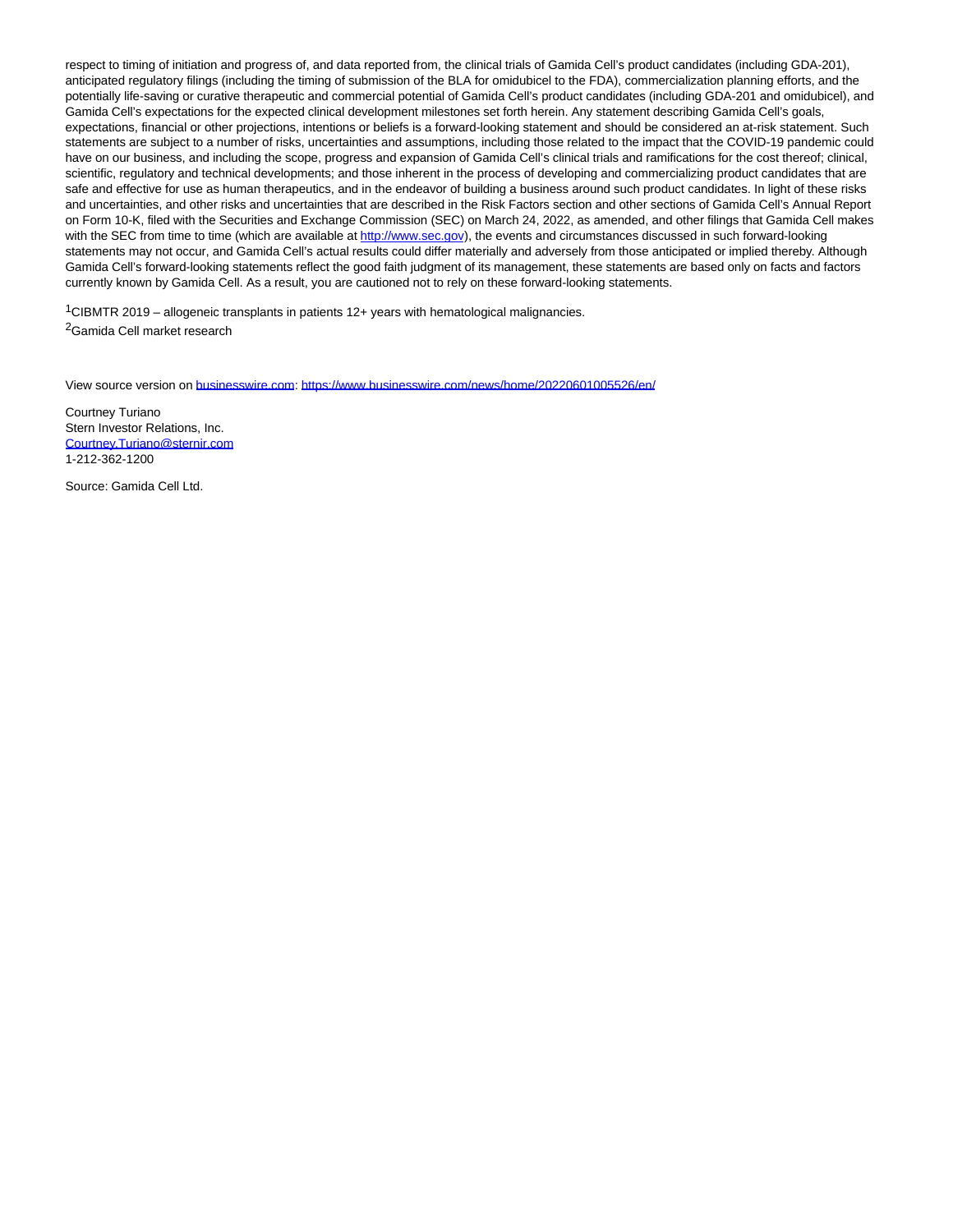respect to timing of initiation and progress of, and data reported from, the clinical trials of Gamida Cell's product candidates (including GDA-201), anticipated regulatory filings (including the timing of submission of the BLA for omidubicel to the FDA), commercialization planning efforts, and the potentially life-saving or curative therapeutic and commercial potential of Gamida Cell's product candidates (including GDA-201 and omidubicel), and Gamida Cell's expectations for the expected clinical development milestones set forth herein. Any statement describing Gamida Cell's goals, expectations, financial or other projections, intentions or beliefs is a forward-looking statement and should be considered an at-risk statement. Such statements are subject to a number of risks, uncertainties and assumptions, including those related to the impact that the COVID-19 pandemic could have on our business, and including the scope, progress and expansion of Gamida Cell's clinical trials and ramifications for the cost thereof; clinical, scientific, regulatory and technical developments; and those inherent in the process of developing and commercializing product candidates that are safe and effective for use as human therapeutics, and in the endeavor of building a business around such product candidates. In light of these risks and uncertainties, and other risks and uncertainties that are described in the Risk Factors section and other sections of Gamida Cell's Annual Report on Form 10-K, filed with the Securities and Exchange Commission (SEC) on March 24, 2022, as amended, and other filings that Gamida Cell makes with the SEC from time to time (which are available at http://www.sec.gov), the events and circumstances discussed in such forward-looking statements may not occur, and Gamida Cell's actual results could differ materially and adversely from those anticipated or implied thereby. Although Gamida Cell's forward-looking statements reflect the good faith judgment of its management, these statements are based only on facts and factors currently known by Gamida Cell. As a result, you are cautioned not to rely on these forward-looking statements.

[1]CIBMTR 2019 – allogeneic transplants in patients 12+ years with hematological malignancies.

[2]Gamida Cell market research

View source version on businesswire.com: https://www.businesswire.com/news/home/20220601005526/en/

Courtney Turiano
Stern Investor Relations, Inc.
Courtney.Turiano@sternir.com
1-212-362-1200

Source: Gamida Cell Ltd.